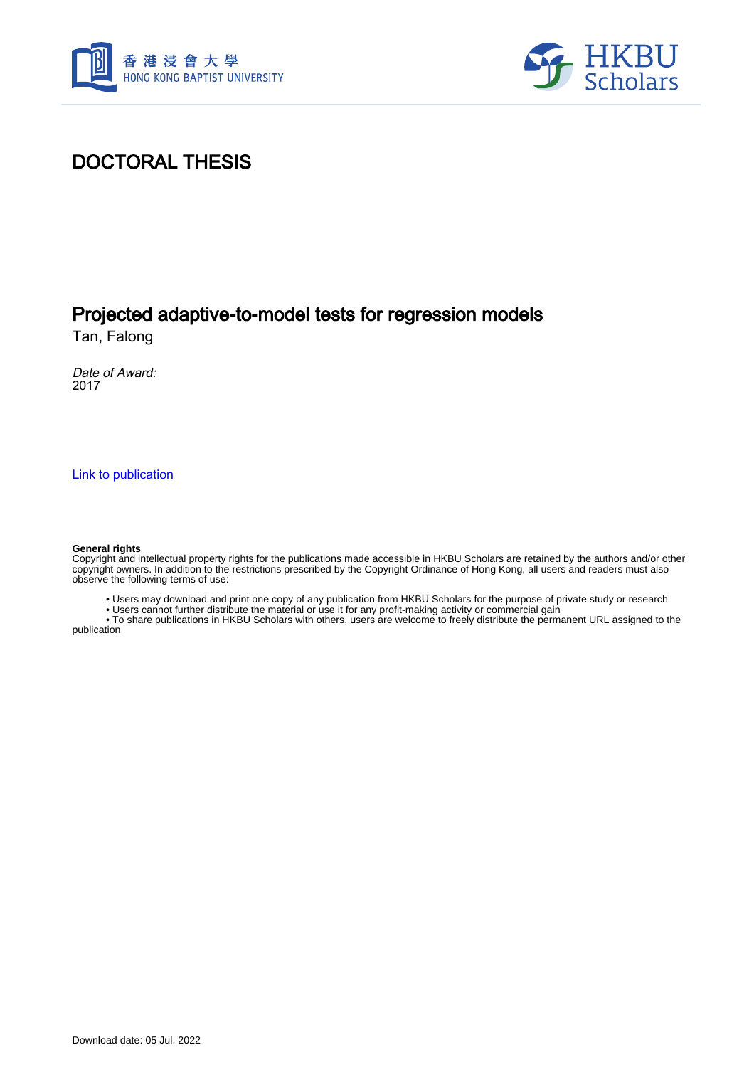# DOCTORAL THESIS

## Projected adaptive-to-model tests for regression models

Tan, Falong

*Date of Award:*
2017

Link to publication

**General rights**
Copyright and intellectual property rights for the publications made accessible in HKBU Scholars are retained by the authors and/or other copyright owners. In addition to the restrictions prescribed by the Copyright Ordinance of Hong Kong, all users and readers must also observe the following terms of use:

- Users may download and print one copy of any publication from HKBU Scholars for the purpose of private study or research
- Users cannot further distribute the material or use it for any profit-making activity or commercial gain
- To share publications in HKBU Scholars with others, users are welcome to freely distribute the permanent URL assigned to the publication

Download date: 05 Jul, 2022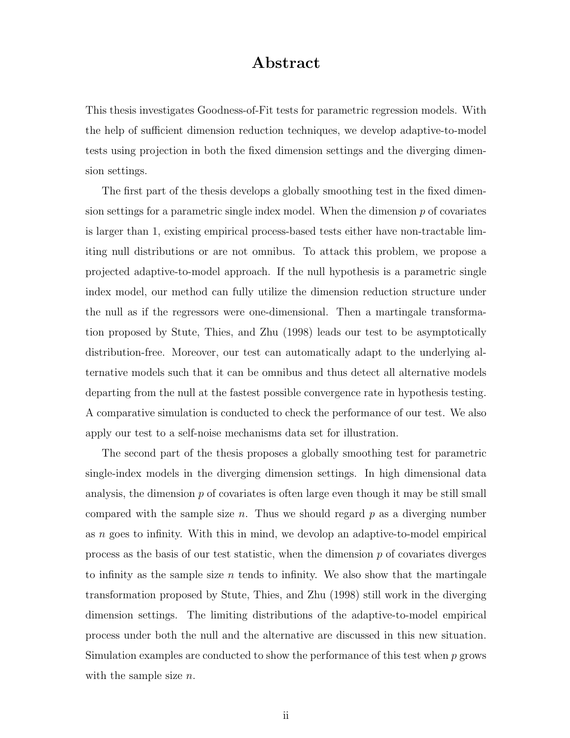# Abstract

This thesis investigates Goodness-of-Fit tests for parametric regression models. With the help of sufficient dimension reduction techniques, we develop adaptive-to-model tests using projection in both the fixed dimension settings and the diverging dimension settings.

The first part of the thesis develops a globally smoothing test in the fixed dimension settings for a parametric single index model. When the dimension $p$ of covariates is larger than 1, existing empirical process-based tests either have non-tractable limiting null distributions or are not omnibus. To attack this problem, we propose a projected adaptive-to-model approach. If the null hypothesis is a parametric single index model, our method can fully utilize the dimension reduction structure under the null as if the regressors were one-dimensional. Then a martingale transformation proposed by Stute, Thies, and Zhu (1998) leads our test to be asymptotically distribution-free. Moreover, our test can automatically adapt to the underlying alternative models such that it can be omnibus and thus detect all alternative models departing from the null at the fastest possible convergence rate in hypothesis testing. A comparative simulation is conducted to check the performance of our test. We also apply our test to a self-noise mechanisms data set for illustration.

The second part of the thesis proposes a globally smoothing test for parametric single-index models in the diverging dimension settings. In high dimensional data analysis, the dimension $p$ of covariates is often large even though it may be still small compared with the sample size $n$. Thus we should regard $p$ as a diverging number as $n$ goes to infinity. With this in mind, we devolop an adaptive-to-model empirical process as the basis of our test statistic, when the dimension $p$ of covariates diverges to infinity as the sample size $n$ tends to infinity. We also show that the martingale transformation proposed by Stute, Thies, and Zhu (1998) still work in the diverging dimension settings. The limiting distributions of the adaptive-to-model empirical process under both the null and the alternative are discussed in this new situation. Simulation examples are conducted to show the performance of this test when $p$ grows with the sample size $n$.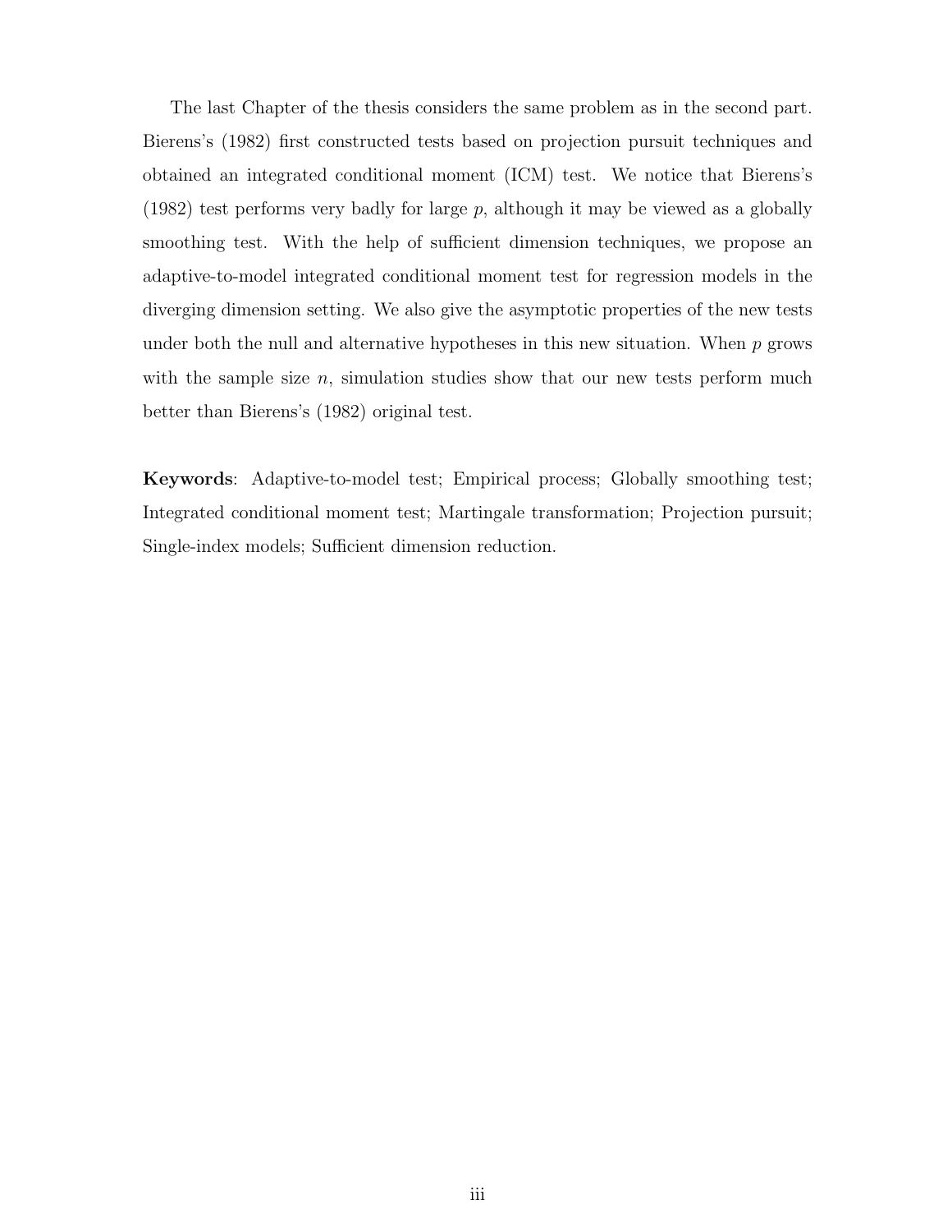The last Chapter of the thesis considers the same problem as in the second part. Bierens's (1982) first constructed tests based on projection pursuit techniques and obtained an integrated conditional moment (ICM) test. We notice that Bierens's (1982) test performs very badly for large $p$, although it may be viewed as a globally smoothing test. With the help of sufficient dimension techniques, we propose an adaptive-to-model integrated conditional moment test for regression models in the diverging dimension setting. We also give the asymptotic properties of the new tests under both the null and alternative hypotheses in this new situation. When $p$ grows with the sample size $n$, simulation studies show that our new tests perform much better than Bierens's (1982) original test.

**Keywords**: Adaptive-to-model test; Empirical process; Globally smoothing test; Integrated conditional moment test; Martingale transformation; Projection pursuit; Single-index models; Sufficient dimension reduction.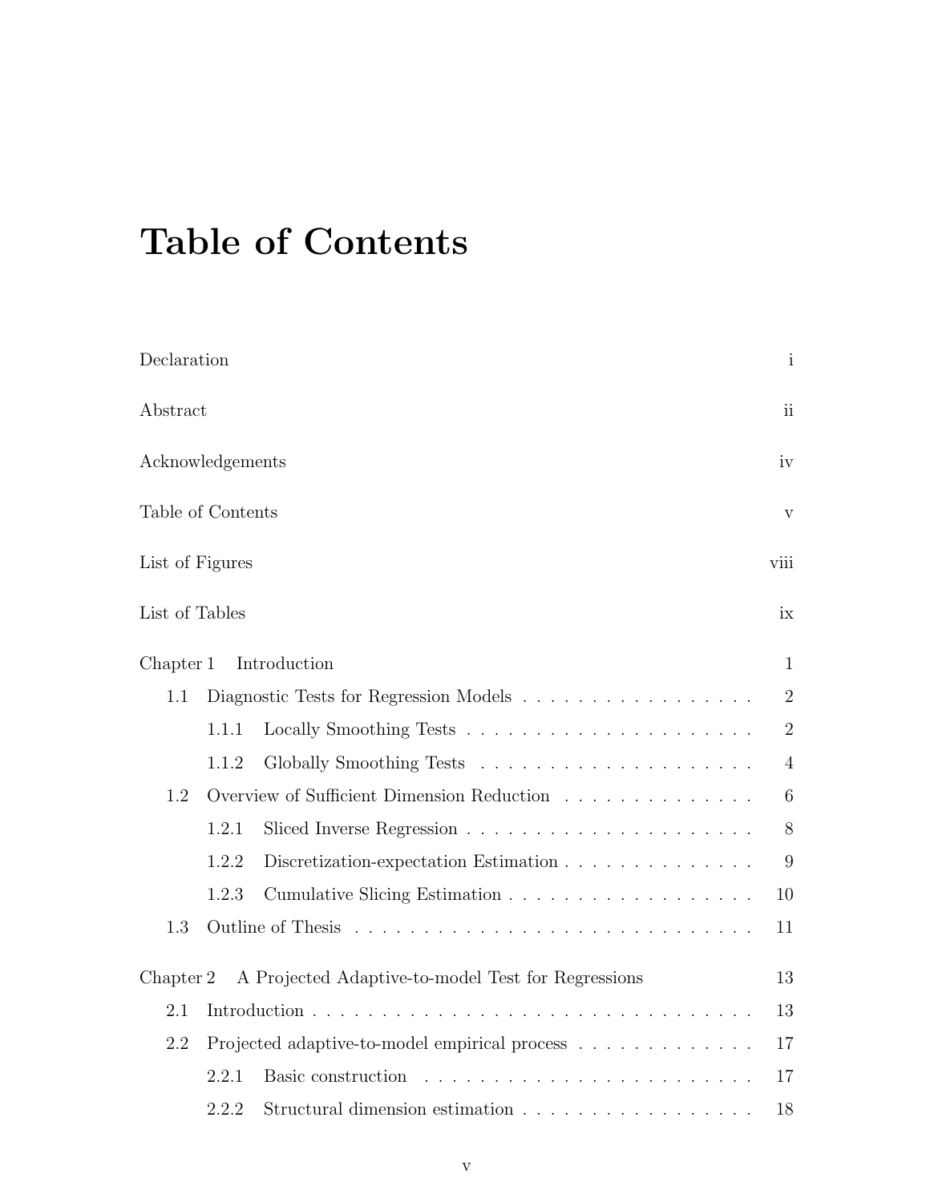# Table of Contents

Declaration i

Abstract ii

Acknowledgements iv

Table of Contents v

List of Figures viii

List of Tables ix

Chapter 1 Introduction 1

- 1.1 Diagnostic Tests for Regression Models . . . . . . . . . . . . . . . . . 2
  - 1.1.1 Locally Smoothing Tests . . . . . . . . . . . . . . . . . . . . . . 2
  - 1.1.2 Globally Smoothing Tests . . . . . . . . . . . . . . . . . . . . . 4
- 1.2 Overview of Sufficient Dimension Reduction . . . . . . . . . . . . . . 6
  - 1.2.1 Sliced Inverse Regression . . . . . . . . . . . . . . . . . . . . . . 8
  - 1.2.2 Discretization-expectation Estimation . . . . . . . . . . . . . . 9
  - 1.2.3 Cumulative Slicing Estimation . . . . . . . . . . . . . . . . . . 10
- 1.3 Outline of Thesis . . . . . . . . . . . . . . . . . . . . . . . . . . . . . 11

Chapter 2 A Projected Adaptive-to-model Test for Regressions 13

- 2.1 Introduction . . . . . . . . . . . . . . . . . . . . . . . . . . . . . . . . . 13
- 2.2 Projected adaptive-to-model empirical process . . . . . . . . . . . . . 17
  - 2.2.1 Basic construction . . . . . . . . . . . . . . . . . . . . . . . . . 17
  - 2.2.2 Structural dimension estimation . . . . . . . . . . . . . . . . . 18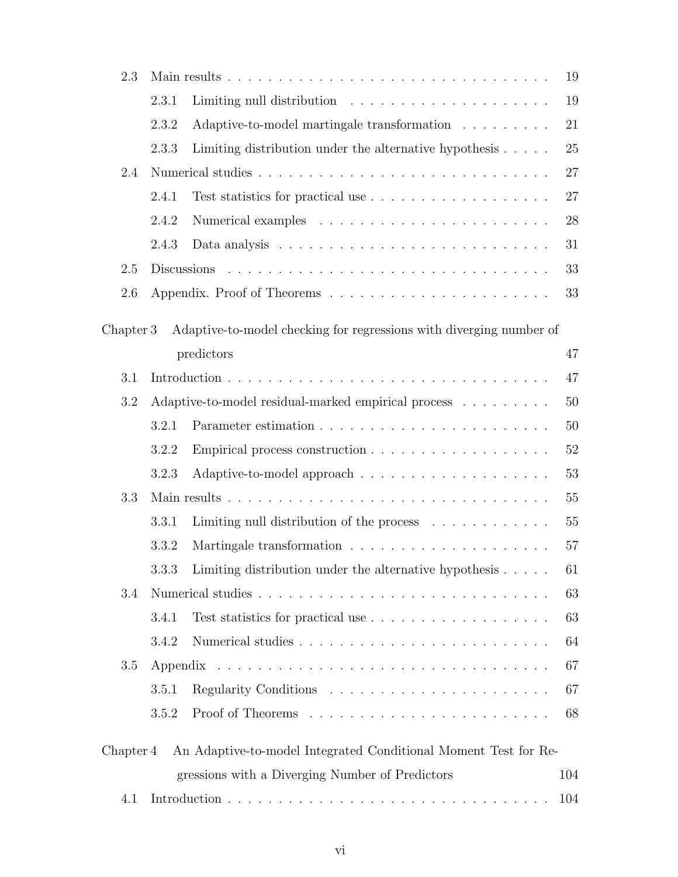- 2.3 Main results . . . . . . . . . . . . . . . . . . . . . . . . . . . . . . . . 19
  - 2.3.1 Limiting null distribution . . . . . . . . . . . . . . . . . . . . 19
  - 2.3.2 Adaptive-to-model martingale transformation . . . . . . . . . 21
  - 2.3.3 Limiting distribution under the alternative hypothesis . . . . . 25
- 2.4 Numerical studies . . . . . . . . . . . . . . . . . . . . . . . . . . . . . 27
  - 2.4.1 Test statistics for practical use . . . . . . . . . . . . . . . . . . 27
  - 2.4.2 Numerical examples . . . . . . . . . . . . . . . . . . . . . . . 28
  - 2.4.3 Data analysis . . . . . . . . . . . . . . . . . . . . . . . . . . . 31
- 2.5 Discussions . . . . . . . . . . . . . . . . . . . . . . . . . . . . . . . . 33
- 2.6 Appendix. Proof of Theorems . . . . . . . . . . . . . . . . . . . . . . 33

Chapter 3 Adaptive-to-model checking for regressions with diverging number of predictors . . . 47

- 3.1 Introduction . . . . . . . . . . . . . . . . . . . . . . . . . . . . . . . . 47
- 3.2 Adaptive-to-model residual-marked empirical process . . . . . . . . . 50
  - 3.2.1 Parameter estimation . . . . . . . . . . . . . . . . . . . . . . . 50
  - 3.2.2 Empirical process construction . . . . . . . . . . . . . . . . . . 52
  - 3.2.3 Adaptive-to-model approach . . . . . . . . . . . . . . . . . . . 53
- 3.3 Main results . . . . . . . . . . . . . . . . . . . . . . . . . . . . . . . . 55
  - 3.3.1 Limiting null distribution of the process . . . . . . . . . . . . 55
  - 3.3.2 Martingale transformation . . . . . . . . . . . . . . . . . . . . 57
  - 3.3.3 Limiting distribution under the alternative hypothesis . . . . . 61
- 3.4 Numerical studies . . . . . . . . . . . . . . . . . . . . . . . . . . . . . 63
  - 3.4.1 Test statistics for practical use . . . . . . . . . . . . . . . . . . 63
  - 3.4.2 Numerical studies . . . . . . . . . . . . . . . . . . . . . . . . . 64
- 3.5 Appendix . . . . . . . . . . . . . . . . . . . . . . . . . . . . . . . . . . 67
  - 3.5.1 Regularity Conditions . . . . . . . . . . . . . . . . . . . . . . 67
  - 3.5.2 Proof of Theorems . . . . . . . . . . . . . . . . . . . . . . . . 68

Chapter 4 An Adaptive-to-model Integrated Conditional Moment Test for Regressions with a Diverging Number of Predictors . . . 104

- 4.1 Introduction . . . . . . . . . . . . . . . . . . . . . . . . . . . . . . . . 104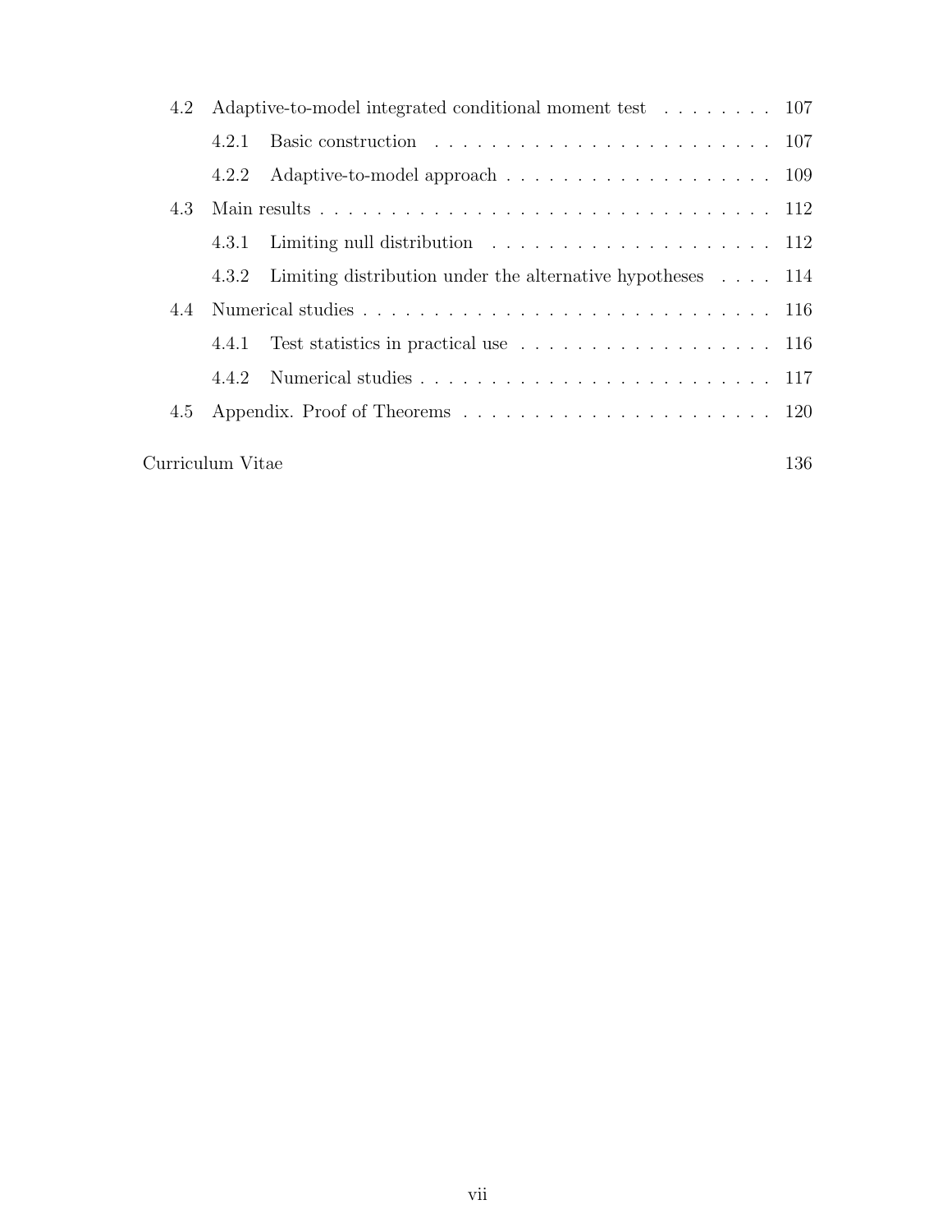4.2 Adaptive-to-model integrated conditional moment test . . . . . . . . 107

4.2.1 Basic construction . . . . . . . . . . . . . . . . . . . . . . . . 107

4.2.2 Adaptive-to-model approach . . . . . . . . . . . . . . . . . . . 109

4.3 Main results . . . . . . . . . . . . . . . . . . . . . . . . . . . . . . . . 112

4.3.1 Limiting null distribution . . . . . . . . . . . . . . . . . . . . 112

4.3.2 Limiting distribution under the alternative hypotheses . . . . 114

4.4 Numerical studies . . . . . . . . . . . . . . . . . . . . . . . . . . . . . 116

4.4.1 Test statistics in practical use . . . . . . . . . . . . . . . . . . 116

4.4.2 Numerical studies . . . . . . . . . . . . . . . . . . . . . . . . . 117

4.5 Appendix. Proof of Theorems . . . . . . . . . . . . . . . . . . . . . . 120

Curriculum Vitae 136